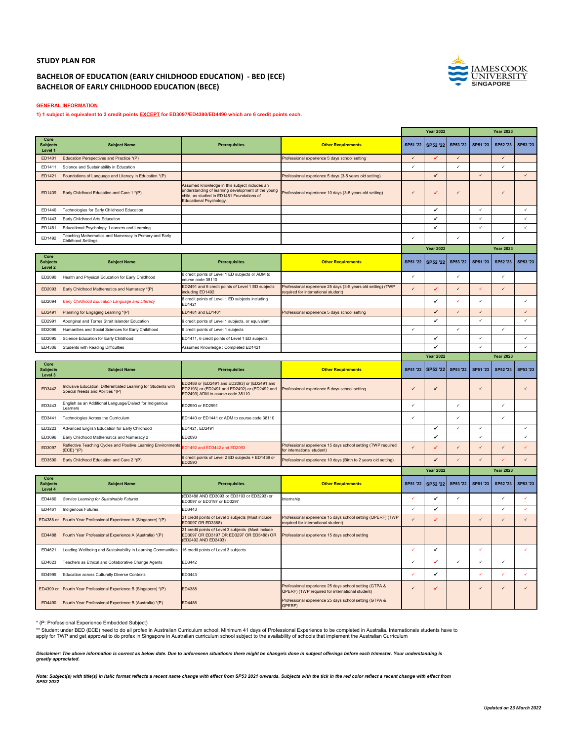# STUDY PLAN FOR

## BACHELOR OF EDUCATION (EARLY CHILDHOOD EDUCATION) - BED (ECE)
## BACHELOR OF EARLY CHILDHOOD EDUCATION (BECE)

**GENERAL INFORMATION**

**1) 1 subject is equivalent to 3 credit points EXCEPT for ED3097/ED4390/ED4490 which are 6 credit points each.**

| Core Subjects Level 1 | Subject Name | Prerequisites | Other Requirements | Year 2022 SP51 '22 | Year 2022 SP52 '22 | Year 2022 SP53 '22 | Year 2023 SP51 '23 | Year 2023 SP52 '23 | Year 2023 SP53 '23 |
|---|---|---|---|---|---|---|---|---|---|
| ED1401 | Education Perspectives and Practice *(P) | | Professional experience 5 days school setting | ✓ | ✓ | ✓ | | ✓ | |
| ED1411 | Science and Sustainability in Education | | | ✓ | | ✓ | | ✓ | |
| ED1421 | Foundations of Language and Literacy in Education *(P) | | Professional experience 5 days (3-5 years old setting) | | ✓ | | ✓ | | ✓ |
| ED1439 | Early Childhood Education and Care 1 *(P) | Assumed knowledge in this subject includes an understanding of learning development of the young child, as studied in ED1481 Foundations of Educational Psychology. | Professional experience 10 days (3-5 years old setting) | ✓ | ✓ | ✓ | | ✓ | |
| ED1440 | Technologies for Early Childhood Education | | | | ✓ | | ✓ | | ✓ |
| ED1443 | Early Childhood Arts Education | | | | ✓ | | ✓ | | ✓ |
| ED1481 | Educational Psychology: Learners and Learning | | | | ✓ | | ✓ | | ✓ |
| ED1492 | Teaching Mathematics and Numeracy in Primary and Early Childhood Settings | | | ✓ | | ✓ | | ✓ | |

| Core Subjects Level 2 | Subject Name | Prerequisites | Other Requirements | Year 2022 SP51 '22 | Year 2022 SP52 '22 | Year 2022 SP53 '22 | Year 2023 SP51 '23 | Year 2023 SP52 '23 | Year 2023 SP53 '23 |
|---|---|---|---|---|---|---|---|---|---|
| ED2090 | Health and Physical Education for Early Childhood | 6 credit points of Level 1 ED subjects or ADM to course code 38110 | | ✓ | | ✓ | | ✓ | |
| ED2093 | Early Childhood Mathematics and Numeracy *(P) | ED2491 and 6 credit points of Level 1 ED subjects including ED1492 | Professional experience 25 days (3-5 years old setting) (TWP required for international student) | ✓ | ✓ | ✓ | ✓ | ✓ | |
| ED2094 | *Early Childhood Education Language and Literacy* | 6 credit points of Level 1 ED subjects including ED1421 | | | ✓ | ✓ | ✓ | | ✓ |
| ED2491 | Planning for Engaging Learning *(P) | ED1481 and ED1401 | Professional experience 5 days school setting | | ✓ | ✓ | ✓ | | ✓ |
| ED2991 | Aboriginal and Torres Strait Islander Education | 9 credit points of Level 1 subjects, or equivalent | | | ✓ | | ✓ | | ✓ |
| ED2096 | Humanities and Social Sciences for Early Childhood | 6 credit points of Level 1 subjects | | ✓ | | ✓ | | ✓ | |
| ED2095 | Science Education for Early Childhood | ED1411, 6 credit points of Level 1 ED subjects | | | ✓ | | ✓ | | ✓ |
| ED4306 | Students with Reading Difficulties | Assumed Knowledge : Completed ED1421 | | | ✓ | | ✓ | | ✓ |

| Core Subjects Level 3 | Subject Name | Prerequisites | Other Requirements | Year 2022 SP51 '22 | Year 2022 SP52 '22 | Year 2022 SP53 '22 | Year 2023 SP51 '23 | Year 2023 SP52 '23 | Year 2023 SP53 '23 |
|---|---|---|---|---|---|---|---|---|---|
| ED3442 | Inclusive Education: Differentiated Learning for Students with Special Needs and Abilities *(P) | ED2488 or (ED2491 and ED2093) or (ED2491 and ED2193) or (ED2491 and ED2492) or (ED2492 and ED2493) ADM to course code 38110. | Professional experience 5 days school setting | ✓ | ✓ | | ✓ | | ✓ |
| ED3443 | English as an Additional Language/Dialect for Indigenous Learners | ED2990 or ED2991 | | ✓ | | ✓ | | ✓ | |
| ED3441 | Technologies Across the Curriculum | ED1440 or ED1441 or ADM to course code 38110 | | ✓ | | ✓ | | ✓ | |
| ED3223 | Advanced English Education for Early Childhood | ED1421, ED2491 | | | ✓ | ✓ | ✓ | | ✓ |
| ED3096 | Early Childhood Mathematics and Numeracy 2 | ED2093 | | | ✓ | | ✓ | | ✓ |
| ED3097 | Reflective Teaching Cycles and Positive Learning Environments (ECE) *(P) | ED1492 and ED3442 and ED2093 | Professional experience 15 days school setting (TWP required for international student) | ✓ | ✓ | ✓ | ✓ | ✓ | ✓ |
| ED3590 | Early Childhood Education and Care 2 *(P) | 6 credit points of Level 2 ED subjects + ED1439 or ED2590 | Professional experience 10 days (Birth to 2 years old setting) | | ✓ | ✓ | ✓ | ✓ | ✓ |

| Core Subjects Level 4 | Subject Name | Prerequisites | Other Requirements | Year 2022 SP51 '22 | Year 2022 SP52 '22 | Year 2022 SP53 '22 | Year 2023 SP51 '23 | Year 2023 SP52 '23 | Year 2023 SP53 '23 |
|---|---|---|---|---|---|---|---|---|---|
| ED4460 | *Service Learning for Sustainable Futures* | (ED3488 AND ED3093 or ED3193 or ED3293) or ED3097 or ED3197 or ED3297 | Internship | ✓ | ✓ | ✓ | | ✓ | ✓ |
| ED4461 | Indigenous Futures | ED3443 | | ✓ | ✓ | | | ✓ | ✓ |
| ED4388 or | Fourth Year Professional Experience A (Singapore) *(P) | 21 credit points of Level 3 subjects (Must include ED3097 OR ED3388) | Professional experience 15 days school setting (QPERF) (TWP required for international student) | ✓ | ✓ | | ✓ | ✓ | ✓ |
| ED4488 | Fourth Year Professional Experience A (Australia) *(P) | 21 credit points of Level 3 subjects (Must include ED3097 OR ED3197 OR ED3297 OR ED3488) OR (ED2492 AND ED2493) | Professional experience 15 days school setting | | | | | | |
| ED4621 | Leading Wellbeing and Sustainability in Learning Communities | 15 credit points of Level 3 subjects | | ✓ | ✓ | | ✓ | | ✓ |
| ED4623 | Teachers as Ethical and Collaborative Change Agents | ED3442 | | ✓ | ✓ | ✓ | ✓ | ✓ | |
| ED4995 | Education across Culturally Diverse Contexts | ED3443 | | ✓ | ✓ | | ✓ | ✓ | ✓ |
| ED4390 or | Fourth Year Professional Experience B (Singapore) *(P) | ED4388 | Professional experience 25 days school setting (GTPA & QPERF) (TWP required for international student) | ✓ | ✓ | | ✓ | ✓ | ✓ |
| ED4490 | Fourth Year Professional Experience B (Australia) *(P) | ED4486 | Professional experience 25 days school setting (GTPA & QPERF) | | | | | | |

\* (P: Professional Experience Embedded Subject)

\*\* Student under BED (ECE) need to do all profex in Australian Curriculum school. Minimum 41 days of Professional Experience to be completed in Australia. Internationals students have to apply for TWP and get approval to do profex in Singapore in Australian curriculum school subject to the availability of schools that implement the Australian Curriculum

***Disclaimer: The above information is correct as below date. Due to unforeseen situation/s there might be change/s done in subject offerings before each trimester. Your understanding is greatly appreciated.***

***Note: Subject(s) with title(s) in Italic format reflects a recent name change with effect from SP53 2021 onwards. Subjects with the tick in the red color reflect a recent change with effect from SP52 2022***

***Updated on 23 March 2022***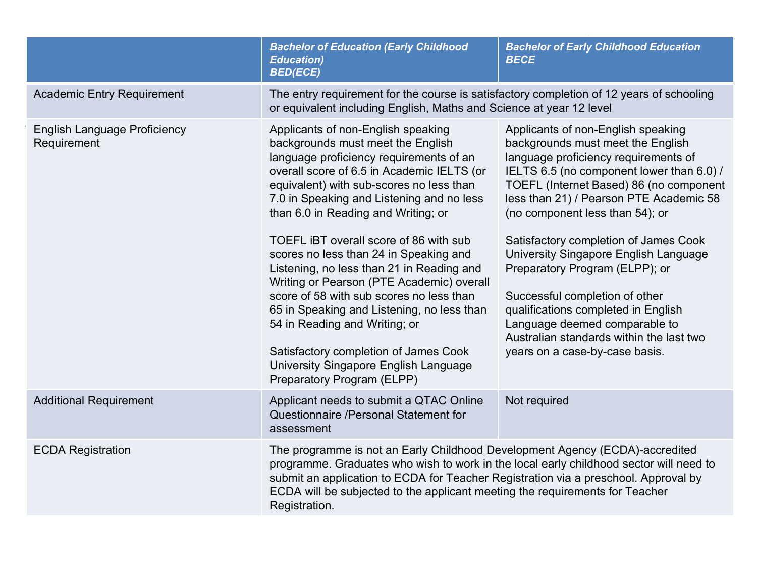| | *Bachelor of Education (Early Childhood Education)* *BED(ECE)* | *Bachelor of Early Childhood Education* *BECE* |
|---|---|---|
| Academic Entry Requirement | The entry requirement for the course is satisfactory completion of 12 years of schooling or equivalent including English, Maths and Science at year 12 level | |
| English Language Proficiency Requirement | Applicants of non-English speaking backgrounds must meet the English language proficiency requirements of an overall score of 6.5 in Academic IELTS (or equivalent) with sub-scores no less than 7.0 in Speaking and Listening and no less than 6.0 in Reading and Writing; or<br><br>TOEFL iBT overall score of 86 with sub scores no less than 24 in Speaking and Listening, no less than 21 in Reading and Writing or Pearson (PTE Academic) overall score of 58 with sub scores no less than 65 in Speaking and Listening, no less than 54 in Reading and Writing; or<br><br>Satisfactory completion of James Cook University Singapore English Language Preparatory Program (ELPP) | Applicants of non-English speaking backgrounds must meet the English language proficiency requirements of IELTS 6.5 (no component lower than 6.0) / TOEFL (Internet Based) 86 (no component less than 21) / Pearson PTE Academic 58 (no component less than 54); or<br><br>Satisfactory completion of James Cook University Singapore English Language Preparatory Program (ELPP); or<br><br>Successful completion of other qualifications completed in English Language deemed comparable to Australian standards within the last two years on a case-by-case basis. |
| Additional Requirement | Applicant needs to submit a QTAC Online Questionnaire /Personal Statement for assessment | Not required |
| ECDA Registration | The programme is not an Early Childhood Development Agency (ECDA)-accredited programme. Graduates who wish to work in the local early childhood sector will need to submit an application to ECDA for Teacher Registration via a preschool. Approval by ECDA will be subjected to the applicant meeting the requirements for Teacher Registration. | |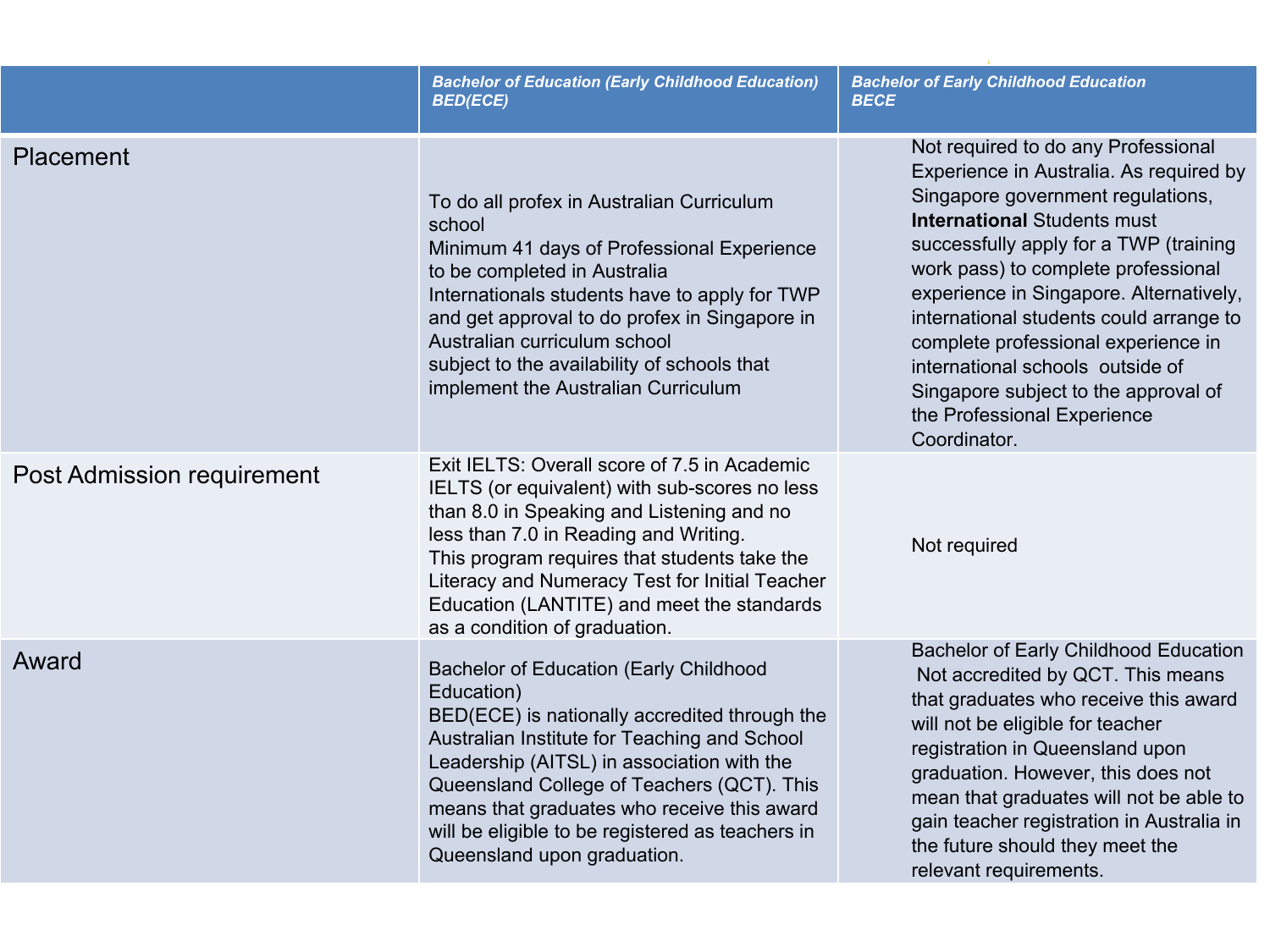| | ***Bachelor of Education (Early Childhood Education) BED(ECE)*** | ***Bachelor of Early Childhood Education BECE*** |
|---|---|---|
| Placement | To do all profex in Australian Curriculum school<br>Minimum 41 days of Professional Experience to be completed in Australia<br>Internationals students have to apply for TWP and get approval to do profex in Singapore in Australian curriculum school<br>subject to the availability of schools that implement the Australian Curriculum | Not required to do any Professional Experience in Australia. As required by Singapore government regulations, **International** Students must successfully apply for a TWP (training work pass) to complete professional experience in Singapore. Alternatively, international students could arrange to complete professional experience in international schools outside of Singapore subject to the approval of the Professional Experience Coordinator. |
| Post Admission requirement | Exit IELTS: Overall score of 7.5 in Academic IELTS (or equivalent) with sub-scores no less than 8.0 in Speaking and Listening and no less than 7.0 in Reading and Writing.<br>This program requires that students take the Literacy and Numeracy Test for Initial Teacher Education (LANTITE) and meet the standards as a condition of graduation. | Not required |
| Award | Bachelor of Education (Early Childhood Education)<br>BED(ECE) is nationally accredited through the Australian Institute for Teaching and School Leadership (AITSL) in association with the Queensland College of Teachers (QCT). This means that graduates who receive this award will be eligible to be registered as teachers in Queensland upon graduation. | Bachelor of Early Childhood Education<br>Not accredited by QCT. This means that graduates who receive this award will not be eligible for teacher registration in Queensland upon graduation. However, this does not mean that graduates will not be able to gain teacher registration in Australia in the future should they meet the relevant requirements. |